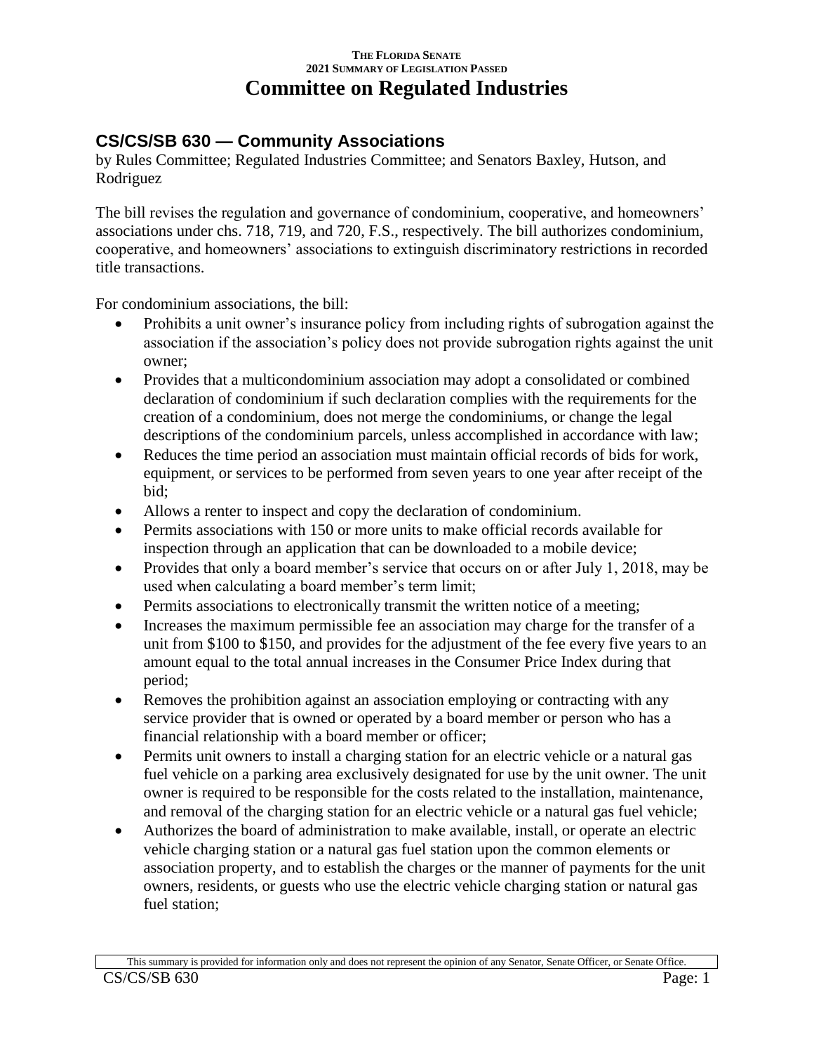THE FLORIDA SENATE
2021 SUMMARY OF LEGISLATION PASSED

# Committee on Regulated Industries

## CS/CS/SB 630 — Community Associations

by Rules Committee; Regulated Industries Committee; and Senators Baxley, Hutson, and Rodriguez

The bill revises the regulation and governance of condominium, cooperative, and homeowners' associations under chs. 718, 719, and 720, F.S., respectively. The bill authorizes condominium, cooperative, and homeowners' associations to extinguish discriminatory restrictions in recorded title transactions.

For condominium associations, the bill:

- Prohibits a unit owner's insurance policy from including rights of subrogation against the association if the association's policy does not provide subrogation rights against the unit owner;
- Provides that a multicondominium association may adopt a consolidated or combined declaration of condominium if such declaration complies with the requirements for the creation of a condominium, does not merge the condominiums, or change the legal descriptions of the condominium parcels, unless accomplished in accordance with law;
- Reduces the time period an association must maintain official records of bids for work, equipment, or services to be performed from seven years to one year after receipt of the bid;
- Allows a renter to inspect and copy the declaration of condominium.
- Permits associations with 150 or more units to make official records available for inspection through an application that can be downloaded to a mobile device;
- Provides that only a board member's service that occurs on or after July 1, 2018, may be used when calculating a board member's term limit;
- Permits associations to electronically transmit the written notice of a meeting;
- Increases the maximum permissible fee an association may charge for the transfer of a unit from $100 to $150, and provides for the adjustment of the fee every five years to an amount equal to the total annual increases in the Consumer Price Index during that period;
- Removes the prohibition against an association employing or contracting with any service provider that is owned or operated by a board member or person who has a financial relationship with a board member or officer;
- Permits unit owners to install a charging station for an electric vehicle or a natural gas fuel vehicle on a parking area exclusively designated for use by the unit owner. The unit owner is required to be responsible for the costs related to the installation, maintenance, and removal of the charging station for an electric vehicle or a natural gas fuel vehicle;
- Authorizes the board of administration to make available, install, or operate an electric vehicle charging station or a natural gas fuel station upon the common elements or association property, and to establish the charges or the manner of payments for the unit owners, residents, or guests who use the electric vehicle charging station or natural gas fuel station;

This summary is provided for information only and does not represent the opinion of any Senator, Senate Officer, or Senate Office.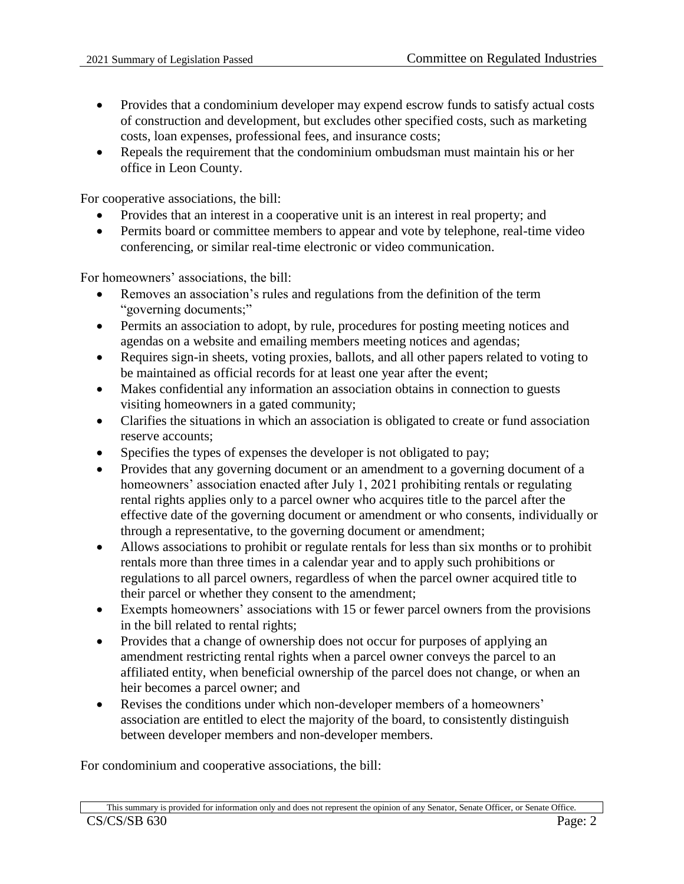- Provides that a condominium developer may expend escrow funds to satisfy actual costs of construction and development, but excludes other specified costs, such as marketing costs, loan expenses, professional fees, and insurance costs;
- Repeals the requirement that the condominium ombudsman must maintain his or her office in Leon County.

For cooperative associations, the bill:

- Provides that an interest in a cooperative unit is an interest in real property; and
- Permits board or committee members to appear and vote by telephone, real-time video conferencing, or similar real-time electronic or video communication.

For homeowners' associations, the bill:

- Removes an association's rules and regulations from the definition of the term "governing documents;"
- Permits an association to adopt, by rule, procedures for posting meeting notices and agendas on a website and emailing members meeting notices and agendas;
- Requires sign-in sheets, voting proxies, ballots, and all other papers related to voting to be maintained as official records for at least one year after the event;
- Makes confidential any information an association obtains in connection to guests visiting homeowners in a gated community;
- Clarifies the situations in which an association is obligated to create or fund association reserve accounts;
- Specifies the types of expenses the developer is not obligated to pay;
- Provides that any governing document or an amendment to a governing document of a homeowners' association enacted after July 1, 2021 prohibiting rentals or regulating rental rights applies only to a parcel owner who acquires title to the parcel after the effective date of the governing document or amendment or who consents, individually or through a representative, to the governing document or amendment;
- Allows associations to prohibit or regulate rentals for less than six months or to prohibit rentals more than three times in a calendar year and to apply such prohibitions or regulations to all parcel owners, regardless of when the parcel owner acquired title to their parcel or whether they consent to the amendment;
- Exempts homeowners' associations with 15 or fewer parcel owners from the provisions in the bill related to rental rights;
- Provides that a change of ownership does not occur for purposes of applying an amendment restricting rental rights when a parcel owner conveys the parcel to an affiliated entity, when beneficial ownership of the parcel does not change, or when an heir becomes a parcel owner; and
- Revises the conditions under which non-developer members of a homeowners' association are entitled to elect the majority of the board, to consistently distinguish between developer members and non-developer members.

For condominium and cooperative associations, the bill: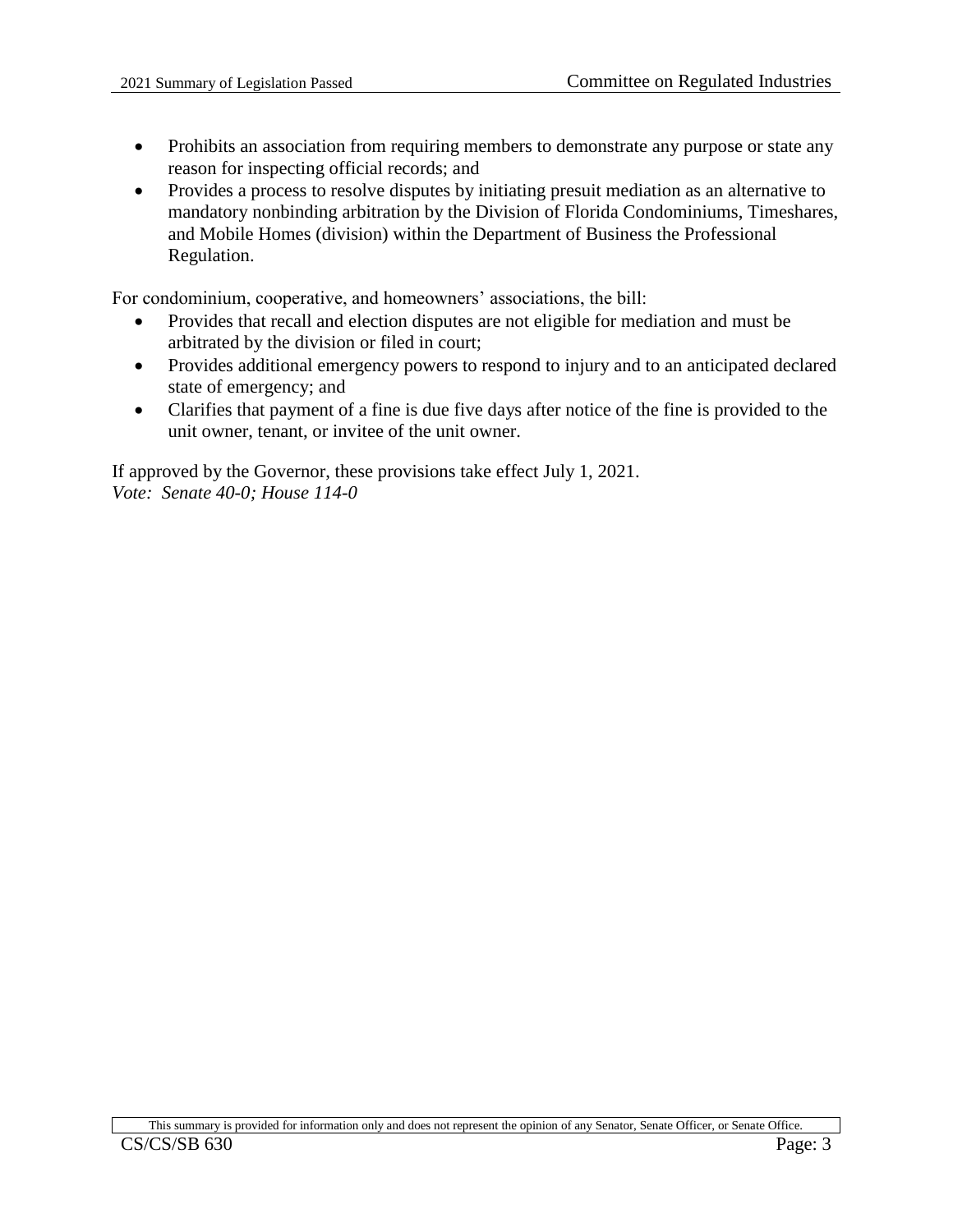- Prohibits an association from requiring members to demonstrate any purpose or state any reason for inspecting official records; and
- Provides a process to resolve disputes by initiating presuit mediation as an alternative to mandatory nonbinding arbitration by the Division of Florida Condominiums, Timeshares, and Mobile Homes (division) within the Department of Business the Professional Regulation.

For condominium, cooperative, and homeowners' associations, the bill:

- Provides that recall and election disputes are not eligible for mediation and must be arbitrated by the division or filed in court;
- Provides additional emergency powers to respond to injury and to an anticipated declared state of emergency; and
- Clarifies that payment of a fine is due five days after notice of the fine is provided to the unit owner, tenant, or invitee of the unit owner.

If approved by the Governor, these provisions take effect July 1, 2021.
*Vote: Senate 40-0; House 114-0*